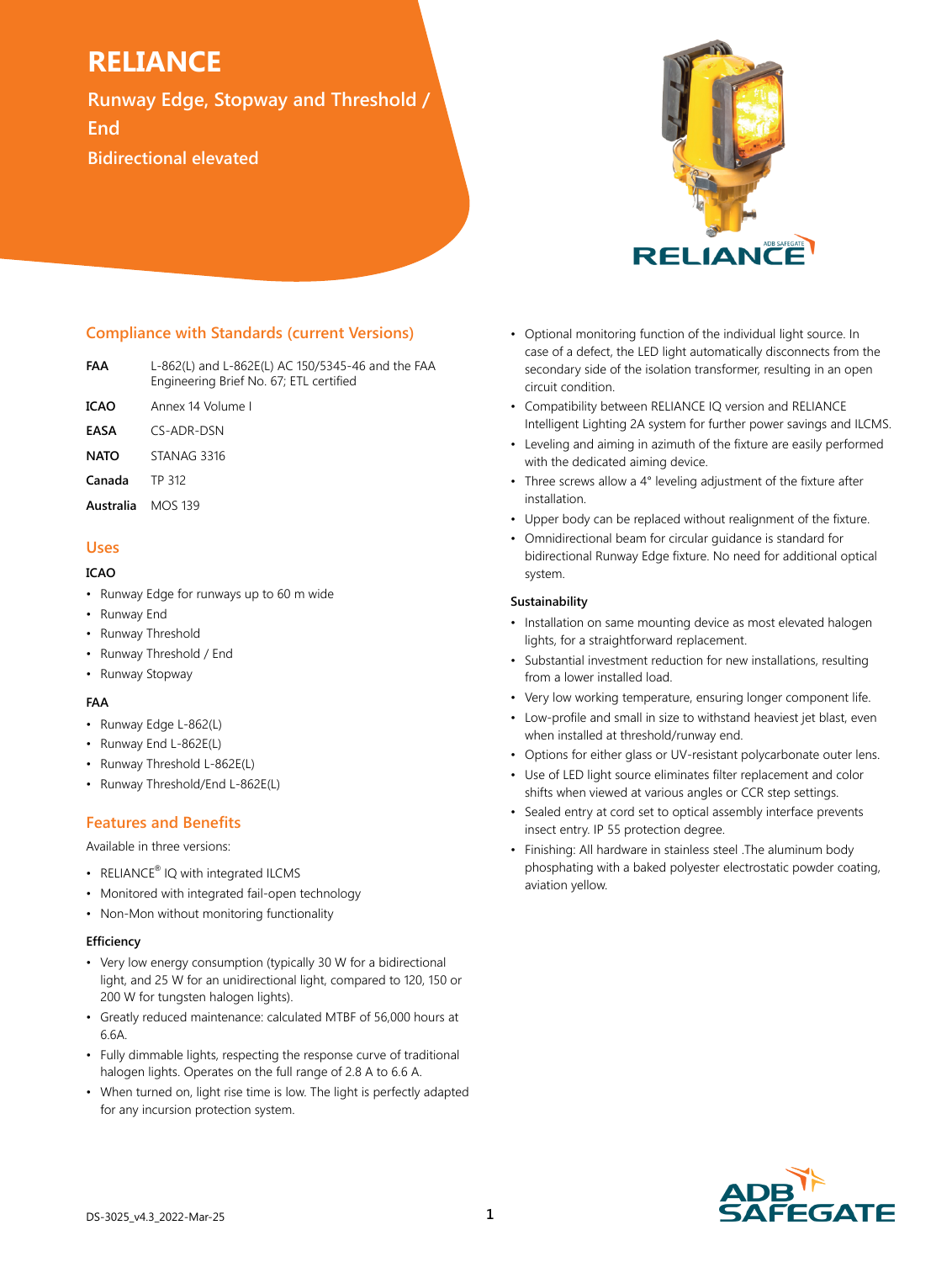# RELIANCE

## Runway Edge, Stopway and Threshold / End

**Bidirectional elevated**

### Compliance with Standards (current Versions)

| | |
|---|---|
| **FAA** | L-862(L) and L-862E(L) AC 150/5345-46 and the FAA Engineering Brief No. 67; ETL certified |
| **ICAO** | Annex 14 Volume I |
| **EASA** | CS-ADR-DSN |
| **NATO** | STANAG 3316 |
| **Canada** | TP 312 |
| **Australia** | MOS 139 |

### Uses

**ICAO**

- Runway Edge for runways up to 60 m wide
- Runway End
- Runway Threshold
- Runway Threshold / End
- Runway Stopway

**FAA**

- Runway Edge L-862(L)
- Runway End L-862E(L)
- Runway Threshold L-862E(L)
- Runway Threshold/End L-862E(L)

### Features and Benefits

Available in three versions:

- RELIANCE® IQ with integrated ILCMS
- Monitored with integrated fail-open technology
- Non-Mon without monitoring functionality

**Efficiency**

- Very low energy consumption (typically 30 W for a bidirectional light, and 25 W for an unidirectional light, compared to 120, 150 or 200 W for tungsten halogen lights).
- Greatly reduced maintenance: calculated MTBF of 56,000 hours at 6.6A.
- Fully dimmable lights, respecting the response curve of traditional halogen lights. Operates on the full range of 2.8 A to 6.6 A.
- When turned on, light rise time is low. The light is perfectly adapted for any incursion protection system.
- Optional monitoring function of the individual light source. In case of a defect, the LED light automatically disconnects from the secondary side of the isolation transformer, resulting in an open circuit condition.
- Compatibility between RELIANCE IQ version and RELIANCE Intelligent Lighting 2A system for further power savings and ILCMS.
- Leveling and aiming in azimuth of the fixture are easily performed with the dedicated aiming device.
- Three screws allow a 4° leveling adjustment of the fixture after installation.
- Upper body can be replaced without realignment of the fixture.
- Omnidirectional beam for circular guidance is standard for bidirectional Runway Edge fixture. No need for additional optical system.

**Sustainability**

- Installation on same mounting device as most elevated halogen lights, for a straightforward replacement.
- Substantial investment reduction for new installations, resulting from a lower installed load.
- Very low working temperature, ensuring longer component life.
- Low-profile and small in size to withstand heaviest jet blast, even when installed at threshold/runway end.
- Options for either glass or UV-resistant polycarbonate outer lens.
- Use of LED light source eliminates filter replacement and color shifts when viewed at various angles or CCR step settings.
- Sealed entry at cord set to optical assembly interface prevents insect entry. IP 55 protection degree.
- Finishing: All hardware in stainless steel .The aluminum body phosphating with a baked polyester electrostatic powder coating, aviation yellow.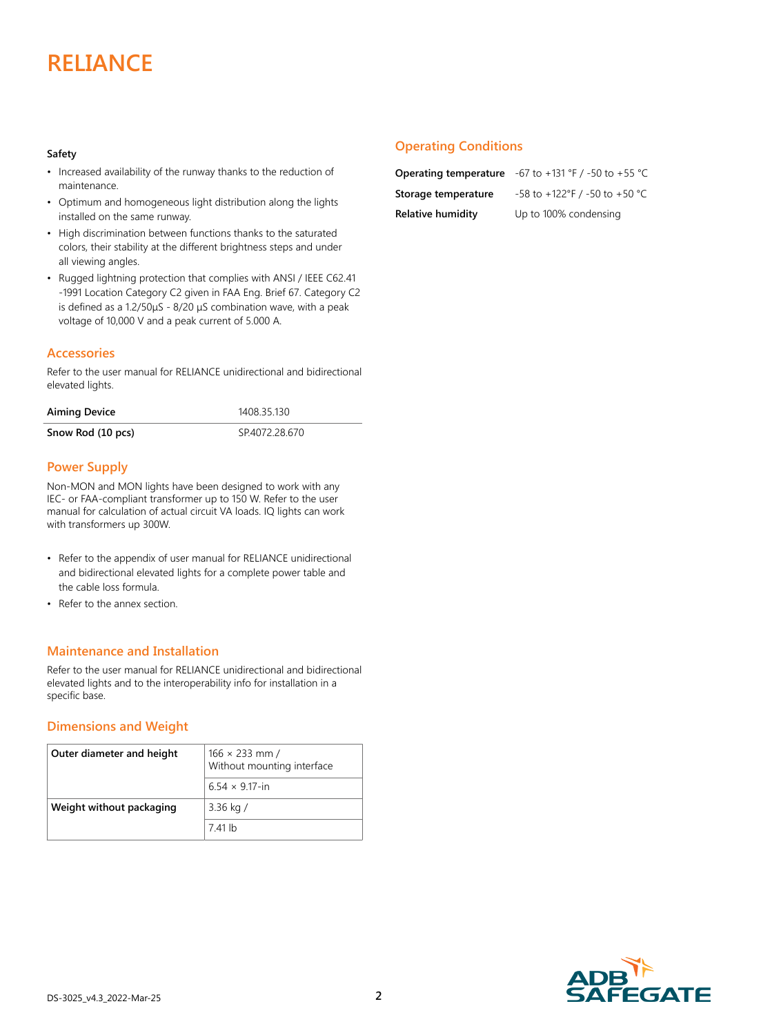# RELIANCE

**Safety**

- Increased availability of the runway thanks to the reduction of maintenance.
- Optimum and homogeneous light distribution along the lights installed on the same runway.
- High discrimination between functions thanks to the saturated colors, their stability at the different brightness steps and under all viewing angles.
- Rugged lightning protection that complies with ANSI / IEEE C62.41 -1991 Location Category C2 given in FAA Eng. Brief 67. Category C2 is defined as a 1.2/50µS - 8/20 µS combination wave, with a peak voltage of 10,000 V and a peak current of 5.000 A.

## Accessories

Refer to the user manual for RELIANCE unidirectional and bidirectional elevated lights.

| | |
|---|---|
| **Aiming Device** | 1408.35.130 |
| **Snow Rod (10 pcs)** | SP.4072.28.670 |

## Power Supply

Non-MON and MON lights have been designed to work with any IEC- or FAA-compliant transformer up to 150 W. Refer to the user manual for calculation of actual circuit VA loads. IQ lights can work with transformers up 300W.

- Refer to the appendix of user manual for RELIANCE unidirectional and bidirectional elevated lights for a complete power table and the cable loss formula.
- Refer to the annex section.

## Maintenance and Installation

Refer to the user manual for RELIANCE unidirectional and bidirectional elevated lights and to the interoperability info for installation in a specific base.

## Dimensions and Weight

| | |
|---|---|
| **Outer diameter and height** | 166 × 233 mm / Without mounting interface |
| | 6.54 × 9.17-in |
| **Weight without packaging** | 3.36 kg / |
| | 7.41 lb |

## Operating Conditions

| | |
|---|---|
| **Operating temperature** | -67 to +131 °F / -50 to +55 °C |
| **Storage temperature** | -58 to +122°F / -50 to +50 °C |
| **Relative humidity** | Up to 100% condensing |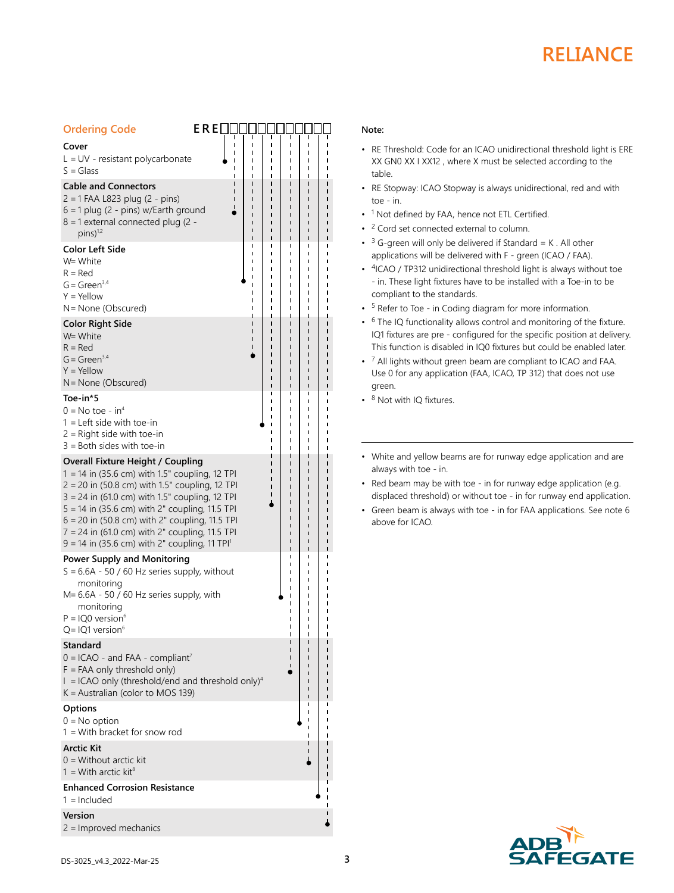## Ordering Code

**ERE**☐☐☐☐☐☐☐☐☐☐☐☐

**Cover**
L = UV - resistant polycarbonate
S = Glass

**Cable and Connectors**
2 = 1 FAA L823 plug (2 - pins)
6 = 1 plug (2 - pins) w/Earth ground
8 = 1 external connected plug (2 - pins)[1,2]

**Color Left Side**
W= White
R = Red
G = Green[3,4]
Y = Yellow
N = None (Obscured)

**Color Right Side**
W= White
R = Red
G = Green[3,4]
Y = Yellow
N = None (Obscured)

**Toe-in*5**
0 = No toe - in[4]
1 = Left side with toe-in
2 = Right side with toe-in
3 = Both sides with toe-in

**Overall Fixture Height / Coupling**
1 = 14 in (35.6 cm) with 1.5" coupling, 12 TPI
2 = 20 in (50.8 cm) with 1.5" coupling, 12 TPI
3 = 24 in (61.0 cm) with 1.5" coupling, 12 TPI
5 = 14 in (35.6 cm) with 2" coupling, 11.5 TPI
6 = 20 in (50.8 cm) with 2" coupling, 11.5 TPI
7 = 24 in (61.0 cm) with 2" coupling, 11.5 TPI
9 = 14 in (35.6 cm) with 2" coupling, 11 TPI[1]

**Power Supply and Monitoring**
S = 6.6A - 50 / 60 Hz series supply, without monitoring
M= 6.6A - 50 / 60 Hz series supply, with monitoring
P = IQ0 version[6]
Q= IQ1 version[6]

**Standard**
0 = ICAO - and FAA - compliant[7]
F = FAA only threshold only)
I = ICAO only (threshold/end and threshold only)[4]
K = Australian (color to MOS 139)

**Options**
0 = No option
1 = With bracket for snow rod

**Arctic Kit**
0 = Without arctic kit
1 = With arctic kit[8]

**Enhanced Corrosion Resistance**
1 = Included

**Version**
2 = Improved mechanics

**Note:**

- RE Threshold: Code for an ICAO unidirectional threshold light is ERE XX GN0 XX I XX12 , where X must be selected according to the table.
- RE Stopway: ICAO Stopway is always unidirectional, red and with toe - in.
- [1] Not defined by FAA, hence not ETL Certified.
- [2] Cord set connected external to column.
- [3] G-green will only be delivered if Standard = K . All other applications will be delivered with F - green (ICAO / FAA).
- [4]ICAO / TP312 unidirectional threshold light is always without toe - in. These light fixtures have to be installed with a Toe-in to be compliant to the standards.
- [5] Refer to Toe - in Coding diagram for more information.
- [6] The IQ functionality allows control and monitoring of the fixture. IQ1 fixtures are pre - configured for the specific position at delivery. This function is disabled in IQ0 fixtures but could be enabled later.
- [7] All lights without green beam are compliant to ICAO and FAA. Use 0 for any application (FAA, ICAO, TP 312) that does not use green.
- [8] Not with IQ fixtures.

---

- White and yellow beams are for runway edge application and are always with toe - in.
- Red beam may be with toe - in for runway edge application (e.g. displaced threshold) or without toe - in for runway end application.
- Green beam is always with toe - in for FAA applications. See note 6 above for ICAO.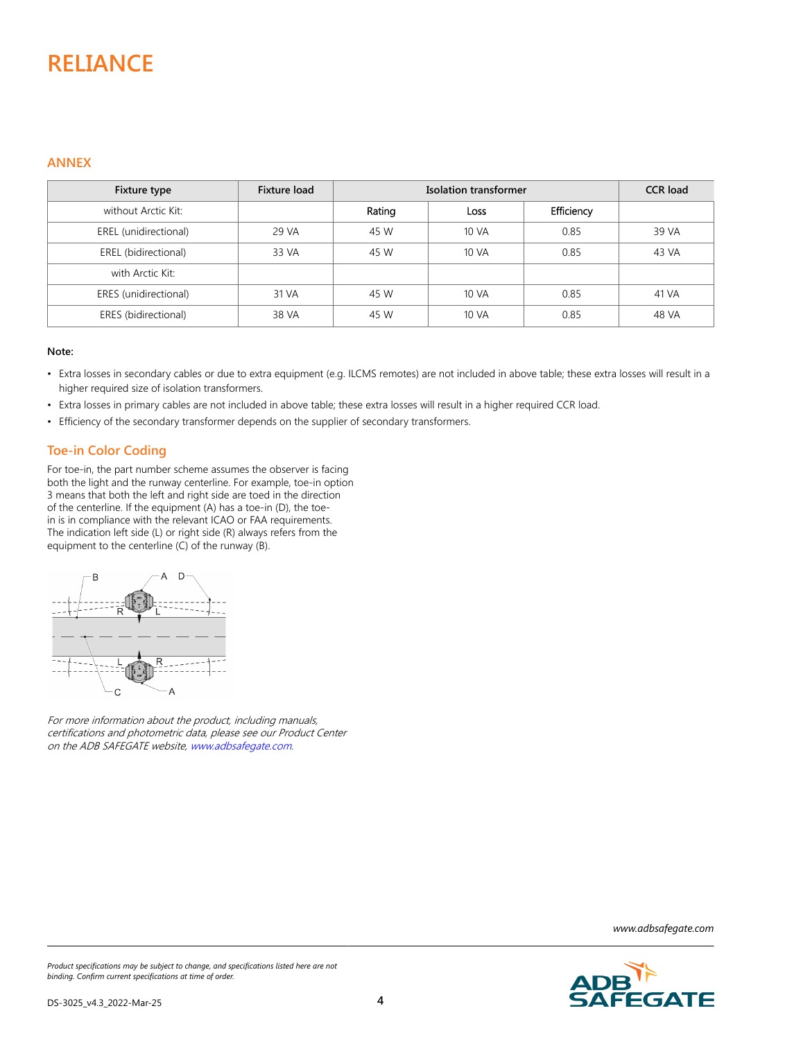# RELIANCE

## ANNEX

| Fixture type | Fixture load | Isolation transformer | | | CCR load |
|---|---|---|---|---|---|
| without Arctic Kit: | | Rating | Loss | Efficiency | |
| EREL (unidirectional) | 29 VA | 45 W | 10 VA | 0.85 | 39 VA |
| EREL (bidirectional) | 33 VA | 45 W | 10 VA | 0.85 | 43 VA |
| with Arctic Kit: | | | | | |
| ERES (unidirectional) | 31 VA | 45 W | 10 VA | 0.85 | 41 VA |
| ERES (bidirectional) | 38 VA | 45 W | 10 VA | 0.85 | 48 VA |

**Note:**

- Extra losses in secondary cables or due to extra equipment (e.g. ILCMS remotes) are not included in above table; these extra losses will result in a higher required size of isolation transformers.
- Extra losses in primary cables are not included in above table; these extra losses will result in a higher required CCR load.
- Efficiency of the secondary transformer depends on the supplier of secondary transformers.

## Toe-in Color Coding

For toe-in, the part number scheme assumes the observer is facing both the light and the runway centerline. For example, toe-in option 3 means that both the left and right side are toed in the direction of the centerline. If the equipment (A) has a toe-in (D), the toe-in is in compliance with the relevant ICAO or FAA requirements. The indication left side (L) or right side (R) always refers from the equipment to the centerline (C) of the runway (B).

B
A
D
R
L
L
R
C
A

*For more information about the product, including manuals, certifications and photometric data, please see our Product Center on the ADB SAFEGATE website, www.adbsafegate.com.*

www.adbsafegate.com

*Product specifications may be subject to change, and specifications listed here are not binding. Confirm current specifications at time of order.*

DS-3025_v4.3_2022-Mar-25